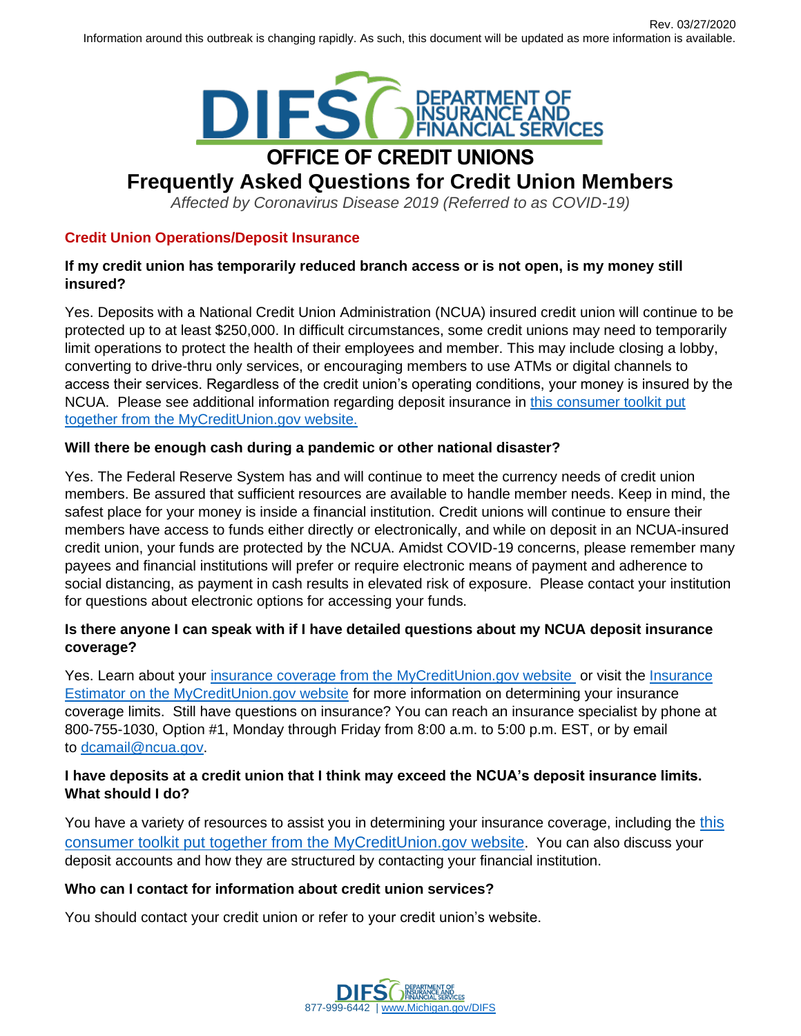Rev. 03/27/2020

Information around this outbreak is changing rapidly. As such, this document will be updated as more information is available.

DIFS DEPARTMENT OF INSURANCE AND FINANCIAL SERVICES

# OFFICE OF CREDIT UNIONS

# Frequently Asked Questions for Credit Union Members

*Affected by Coronavirus Disease 2019 (Referred to as COVID-19)*

## Credit Union Operations/Deposit Insurance

### If my credit union has temporarily reduced branch access or is not open, is my money still insured?

Yes. Deposits with a National Credit Union Administration (NCUA) insured credit union will continue to be protected up to at least $250,000. In difficult circumstances, some credit unions may need to temporarily limit operations to protect the health of their employees and member. This may include closing a lobby, converting to drive-thru only services, or encouraging members to use ATMs or digital channels to access their services. Regardless of the credit union's operating conditions, your money is insured by the NCUA. Please see additional information regarding deposit insurance in [this consumer toolkit put together from the MyCreditUnion.gov website.]()

### Will there be enough cash during a pandemic or other national disaster?

Yes. The Federal Reserve System has and will continue to meet the currency needs of credit union members. Be assured that sufficient resources are available to handle member needs. Keep in mind, the safest place for your money is inside a financial institution. Credit unions will continue to ensure their members have access to funds either directly or electronically, and while on deposit in an NCUA-insured credit union, your funds are protected by the NCUA. Amidst COVID-19 concerns, please remember many payees and financial institutions will prefer or require electronic means of payment and adherence to social distancing, as payment in cash results in elevated risk of exposure. Please contact your institution for questions about electronic options for accessing your funds.

### Is there anyone I can speak with if I have detailed questions about my NCUA deposit insurance coverage?

Yes. Learn about your [insurance coverage from the MyCreditUnion.gov website]() or visit the [Insurance Estimator on the MyCreditUnion.gov website]() for more information on determining your insurance coverage limits. Still have questions on insurance? You can reach an insurance specialist by phone at 800-755-1030, Option #1, Monday through Friday from 8:00 a.m. to 5:00 p.m. EST, or by email to [dcamail@ncua.gov](mailto:dcamail@ncua.gov).

### I have deposits at a credit union that I think may exceed the NCUA's deposit insurance limits. What should I do?

You have a variety of resources to assist you in determining your insurance coverage, including the [this consumer toolkit put together from the MyCreditUnion.gov website](). You can also discuss your deposit accounts and how they are structured by contacting your financial institution.

### Who can I contact for information about credit union services?

You should contact your credit union or refer to your credit union's website.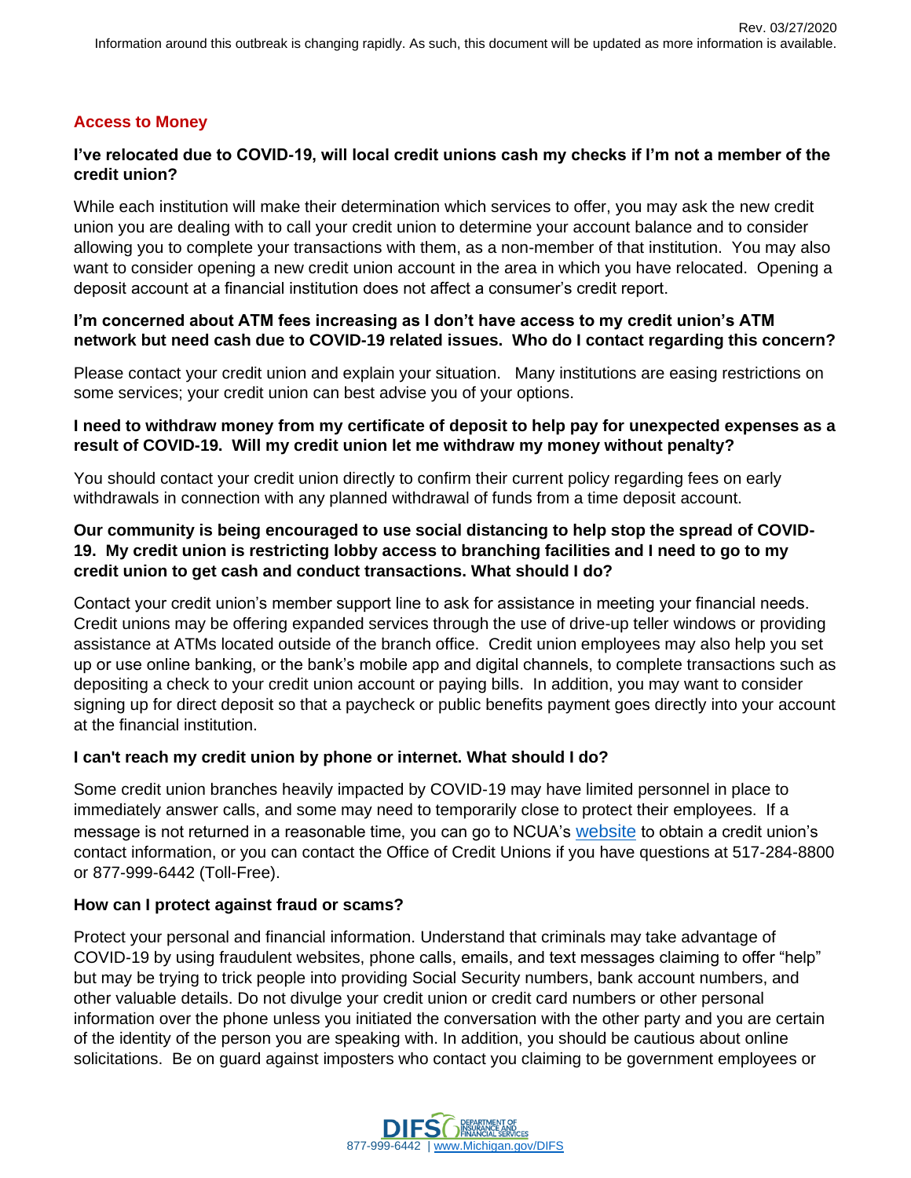## Access to Money

**I've relocated due to COVID-19, will local credit unions cash my checks if I'm not a member of the credit union?**

While each institution will make their determination which services to offer, you may ask the new credit union you are dealing with to call your credit union to determine your account balance and to consider allowing you to complete your transactions with them, as a non-member of that institution. You may also want to consider opening a new credit union account in the area in which you have relocated. Opening a deposit account at a financial institution does not affect a consumer's credit report.

**I'm concerned about ATM fees increasing as I don't have access to my credit union's ATM network but need cash due to COVID-19 related issues. Who do I contact regarding this concern?**

Please contact your credit union and explain your situation. Many institutions are easing restrictions on some services; your credit union can best advise you of your options.

**I need to withdraw money from my certificate of deposit to help pay for unexpected expenses as a result of COVID-19. Will my credit union let me withdraw my money without penalty?**

You should contact your credit union directly to confirm their current policy regarding fees on early withdrawals in connection with any planned withdrawal of funds from a time deposit account.

**Our community is being encouraged to use social distancing to help stop the spread of COVID-19. My credit union is restricting lobby access to branching facilities and I need to go to my credit union to get cash and conduct transactions. What should I do?**

Contact your credit union's member support line to ask for assistance in meeting your financial needs. Credit unions may be offering expanded services through the use of drive-up teller windows or providing assistance at ATMs located outside of the branch office. Credit union employees may also help you set up or use online banking, or the bank's mobile app and digital channels, to complete transactions such as depositing a check to your credit union account or paying bills. In addition, you may want to consider signing up for direct deposit so that a paycheck or public benefits payment goes directly into your account at the financial institution.

**I can't reach my credit union by phone or internet. What should I do?**

Some credit union branches heavily impacted by COVID-19 may have limited personnel in place to immediately answer calls, and some may need to temporarily close to protect their employees. If a message is not returned in a reasonable time, you can go to NCUA's website to obtain a credit union's contact information, or you can contact the Office of Credit Unions if you have questions at 517-284-8800 or 877-999-6442 (Toll-Free).

**How can I protect against fraud or scams?**

Protect your personal and financial information. Understand that criminals may take advantage of COVID-19 by using fraudulent websites, phone calls, emails, and text messages claiming to offer "help" but may be trying to trick people into providing Social Security numbers, bank account numbers, and other valuable details. Do not divulge your credit union or credit card numbers or other personal information over the phone unless you initiated the conversation with the other party and you are certain of the identity of the person you are speaking with. In addition, you should be cautious about online solicitations. Be on guard against imposters who contact you claiming to be government employees or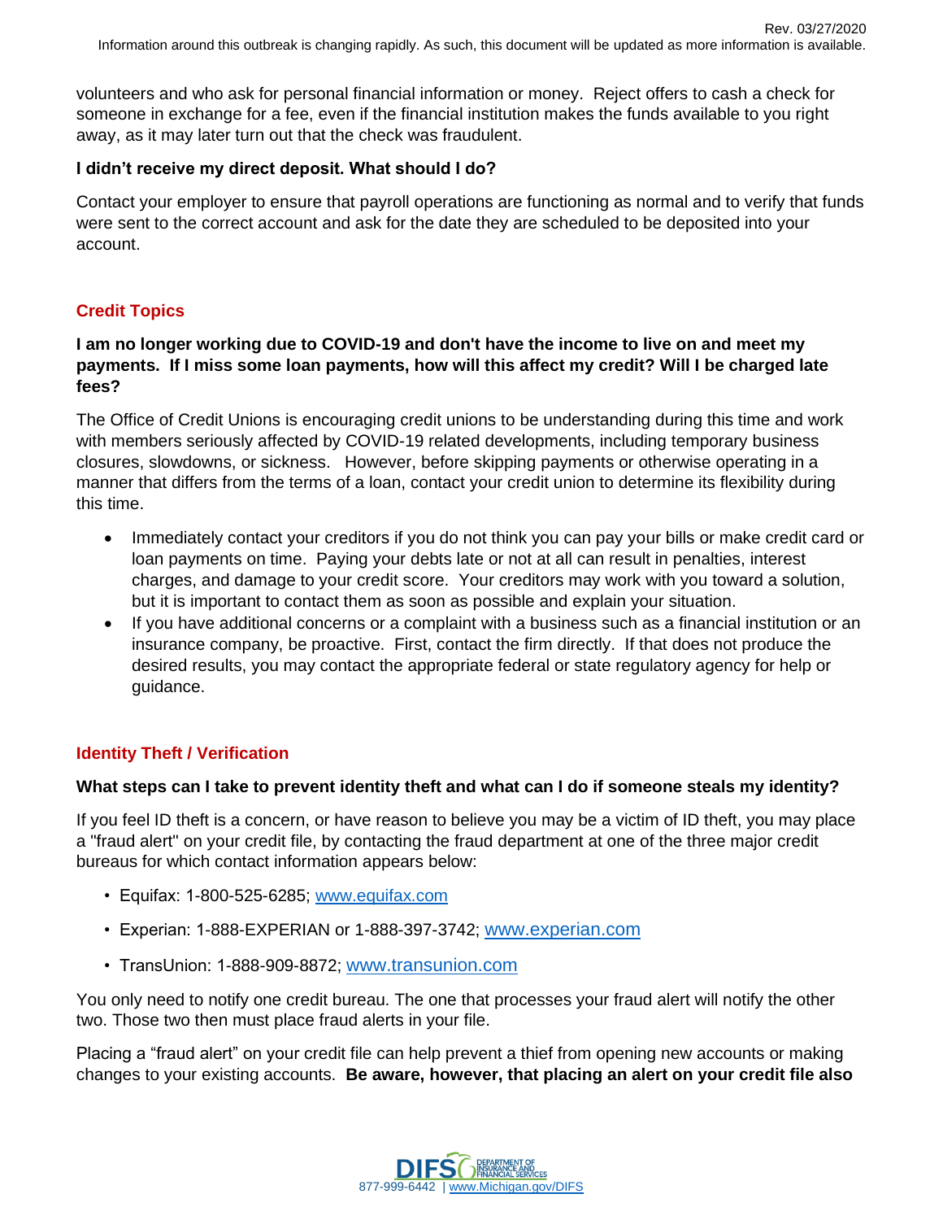volunteers and who ask for personal financial information or money. Reject offers to cash a check for someone in exchange for a fee, even if the financial institution makes the funds available to you right away, as it may later turn out that the check was fraudulent.

**I didn't receive my direct deposit. What should I do?**

Contact your employer to ensure that payroll operations are functioning as normal and to verify that funds were sent to the correct account and ask for the date they are scheduled to be deposited into your account.

## Credit Topics

**I am no longer working due to COVID-19 and don't have the income to live on and meet my payments. If I miss some loan payments, how will this affect my credit? Will I be charged late fees?**

The Office of Credit Unions is encouraging credit unions to be understanding during this time and work with members seriously affected by COVID-19 related developments, including temporary business closures, slowdowns, or sickness. However, before skipping payments or otherwise operating in a manner that differs from the terms of a loan, contact your credit union to determine its flexibility during this time.

- Immediately contact your creditors if you do not think you can pay your bills or make credit card or loan payments on time. Paying your debts late or not at all can result in penalties, interest charges, and damage to your credit score. Your creditors may work with you toward a solution, but it is important to contact them as soon as possible and explain your situation.
- If you have additional concerns or a complaint with a business such as a financial institution or an insurance company, be proactive. First, contact the firm directly. If that does not produce the desired results, you may contact the appropriate federal or state regulatory agency for help or guidance.

## Identity Theft / Verification

**What steps can I take to prevent identity theft and what can I do if someone steals my identity?**

If you feel ID theft is a concern, or have reason to believe you may be a victim of ID theft, you may place a "fraud alert" on your credit file, by contacting the fraud department at one of the three major credit bureaus for which contact information appears below:

- Equifax: 1-800-525-6285; www.equifax.com
- Experian: 1-888-EXPERIAN or 1-888-397-3742; www.experian.com
- TransUnion: 1-888-909-8872; www.transunion.com

You only need to notify one credit bureau. The one that processes your fraud alert will notify the other two. Those two then must place fraud alerts in your file.

Placing a "fraud alert" on your credit file can help prevent a thief from opening new accounts or making changes to your existing accounts. **Be aware, however, that placing an alert on your credit file also**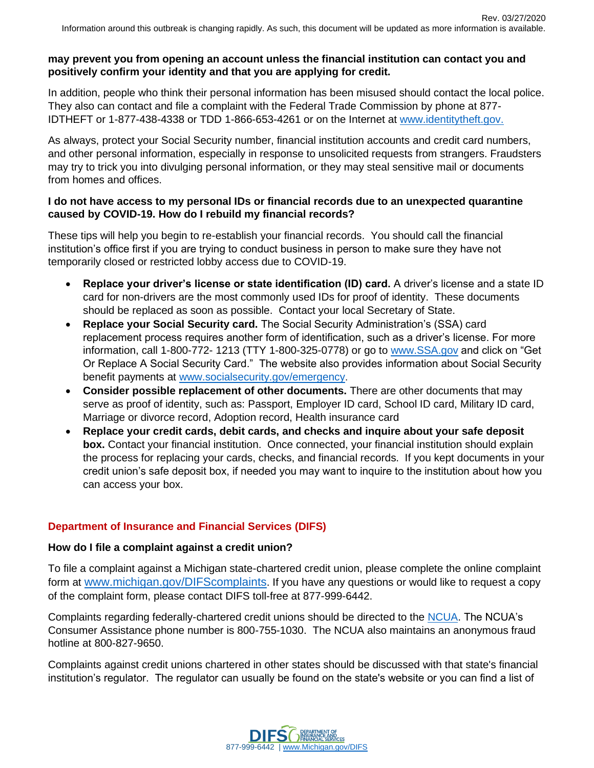**may prevent you from opening an account unless the financial institution can contact you and positively confirm your identity and that you are applying for credit.**

In addition, people who think their personal information has been misused should contact the local police. They also can contact and file a complaint with the Federal Trade Commission by phone at 877-IDTHEFT or 1-877-438-4338 or TDD 1-866-653-4261 or on the Internet at www.identitytheft.gov.

As always, protect your Social Security number, financial institution accounts and credit card numbers, and other personal information, especially in response to unsolicited requests from strangers. Fraudsters may try to trick you into divulging personal information, or they may steal sensitive mail or documents from homes and offices.

**I do not have access to my personal IDs or financial records due to an unexpected quarantine caused by COVID-19. How do I rebuild my financial records?**

These tips will help you begin to re-establish your financial records. You should call the financial institution's office first if you are trying to conduct business in person to make sure they have not temporarily closed or restricted lobby access due to COVID-19.

- **Replace your driver's license or state identification (ID) card.** A driver's license and a state ID card for non-drivers are the most commonly used IDs for proof of identity. These documents should be replaced as soon as possible. Contact your local Secretary of State.
- **Replace your Social Security card.** The Social Security Administration's (SSA) card replacement process requires another form of identification, such as a driver's license. For more information, call 1-800-772- 1213 (TTY 1-800-325-0778) or go to www.SSA.gov and click on "Get Or Replace A Social Security Card." The website also provides information about Social Security benefit payments at www.socialsecurity.gov/emergency.
- **Consider possible replacement of other documents.** There are other documents that may serve as proof of identity, such as: Passport, Employer ID card, School ID card, Military ID card, Marriage or divorce record, Adoption record, Health insurance card
- **Replace your credit cards, debit cards, and checks and inquire about your safe deposit box.** Contact your financial institution. Once connected, your financial institution should explain the process for replacing your cards, checks, and financial records. If you kept documents in your credit union's safe deposit box, if needed you may want to inquire to the institution about how you can access your box.

## Department of Insurance and Financial Services (DIFS)

**How do I file a complaint against a credit union?**

To file a complaint against a Michigan state-chartered credit union, please complete the online complaint form at www.michigan.gov/DIFScomplaints. If you have any questions or would like to request a copy of the complaint form, please contact DIFS toll-free at 877-999-6442.

Complaints regarding federally-chartered credit unions should be directed to the NCUA. The NCUA's Consumer Assistance phone number is 800-755-1030. The NCUA also maintains an anonymous fraud hotline at 800-827-9650.

Complaints against credit unions chartered in other states should be discussed with that state's financial institution's regulator. The regulator can usually be found on the state's website or you can find a list of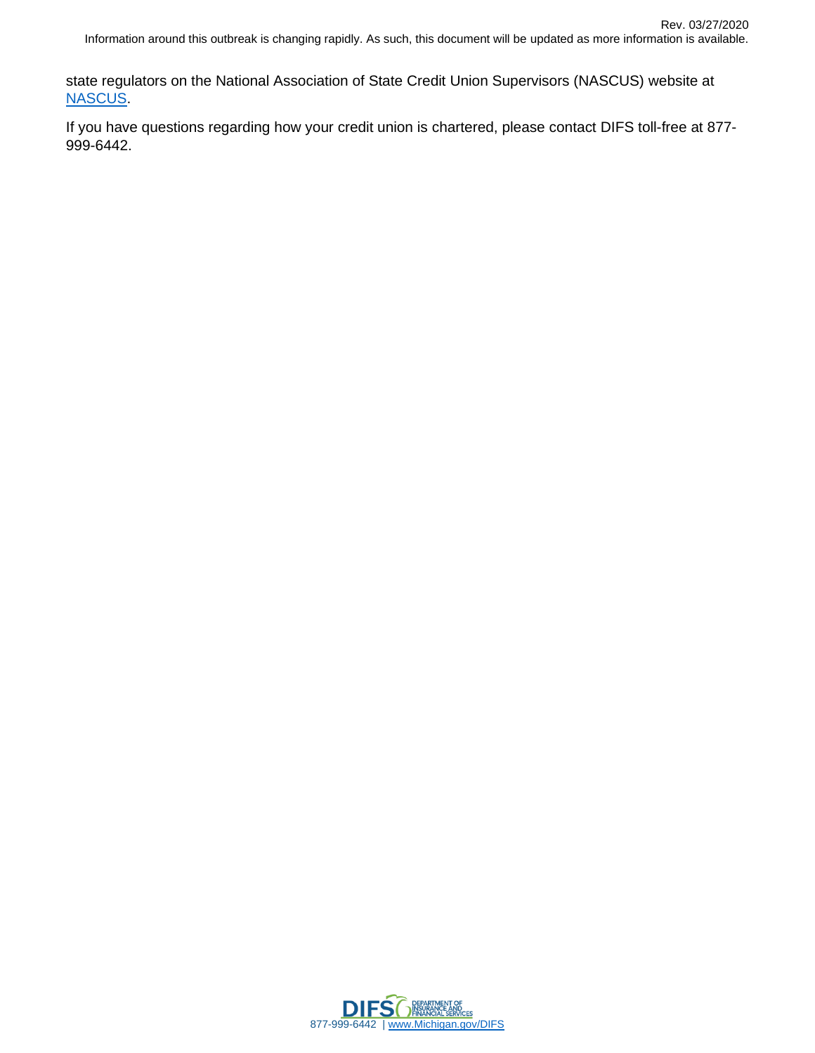state regulators on the National Association of State Credit Union Supervisors (NASCUS) website at NASCUS.

If you have questions regarding how your credit union is chartered, please contact DIFS toll-free at 877-999-6442.